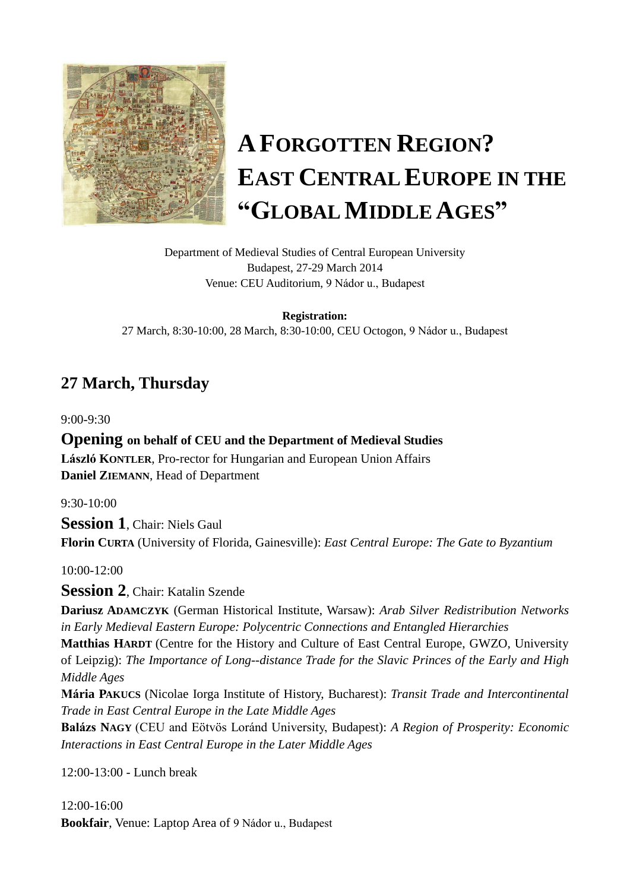# A FORGOTTEN REGION? EAST CENTRAL EUROPE IN THE "GLOBAL MIDDLE AGES"

Department of Medieval Studies of Central European University
Budapest, 27-29 March 2014
Venue: CEU Auditorium, 9 Nádor u., Budapest

**Registration:**
27 March, 8:30-10:00, 28 March, 8:30-10:00, CEU Octogon, 9 Nádor u., Budapest

## 27 March, Thursday

9:00-9:30

**Opening on behalf of CEU and the Department of Medieval Studies**
**László KONTLER**, Pro-rector for Hungarian and European Union Affairs
**Daniel ZIEMANN**, Head of Department

9:30-10:00

**Session 1**, Chair: Niels Gaul
**Florin CURTA** (University of Florida, Gainesville): *East Central Europe: The Gate to Byzantium*

10:00-12:00

**Session 2**, Chair: Katalin Szende
**Dariusz ADAMCZYK** (German Historical Institute, Warsaw): *Arab Silver Redistribution Networks in Early Medieval Eastern Europe: Polycentric Connections and Entangled Hierarchies*
**Matthias HARDT** (Centre for the History and Culture of East Central Europe, GWZO, University of Leipzig): *The Importance of Long--distance Trade for the Slavic Princes of the Early and High Middle Ages*
**Mária PAKUCS** (Nicolae Iorga Institute of History, Bucharest): *Transit Trade and Intercontinental Trade in East Central Europe in the Late Middle Ages*
**Balázs NAGY** (CEU and Eötvös Loránd University, Budapest): *A Region of Prosperity: Economic Interactions in East Central Europe in the Later Middle Ages*

12:00-13:00 - Lunch break

12:00-16:00
**Bookfair**, Venue: Laptop Area of 9 Nádor u., Budapest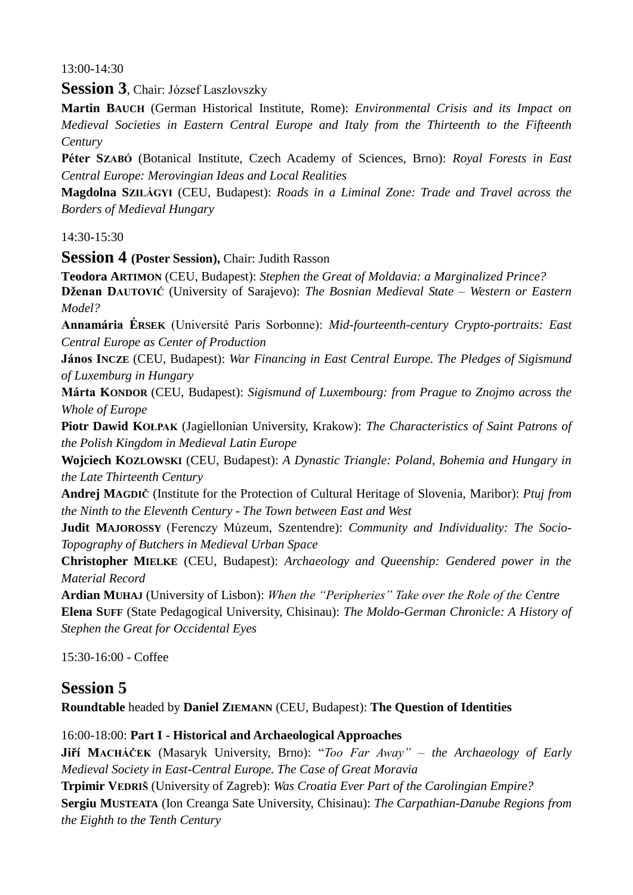13:00-14:30

## Session 3, Chair: József Laszlovszky

**Martin BAUCH** (German Historical Institute, Rome): *Environmental Crisis and its Impact on Medieval Societies in Eastern Central Europe and Italy from the Thirteenth to the Fifteenth Century*

**Péter SZABÓ** (Botanical Institute, Czech Academy of Sciences, Brno): *Royal Forests in East Central Europe: Merovingian Ideas and Local Realities*

**Magdolna SZILÁGYI** (CEU, Budapest): *Roads in a Liminal Zone: Trade and Travel across the Borders of Medieval Hungary*

14:30-15:30

## Session 4 (Poster Session), Chair: Judith Rasson

**Teodora ARTIMON** (CEU, Budapest): *Stephen the Great of Moldavia: a Marginalized Prince?*

**Dženan DAUTOVIĆ** (University of Sarajevo): *The Bosnian Medieval State – Western or Eastern Model?*

**Annamária ÉRSEK** (Université Paris Sorbonne): *Mid-fourteenth-century Crypto-portraits: East Central Europe as Center of Production*

**János INCZE** (CEU, Budapest): *War Financing in East Central Europe. The Pledges of Sigismund of Luxemburg in Hungary*

**Márta KONDOR** (CEU, Budapest): *Sigismund of Luxembourg: from Prague to Znojmo across the Whole of Europe*

**Piotr Dawid KOŁPAK** (Jagiellonian University, Krakow): *The Characteristics of Saint Patrons of the Polish Kingdom in Medieval Latin Europe*

**Wojciech KOZLOWSKI** (CEU, Budapest): *A Dynastic Triangle: Poland, Bohemia and Hungary in the Late Thirteenth Century*

**Andrej MAGDIČ** (Institute for the Protection of Cultural Heritage of Slovenia, Maribor): *Ptuj from the Ninth to the Eleventh Century - The Town between East and West*

**Judit MAJOROSSY** (Ferenczy Múzeum, Szentendre): *Community and Individuality: The Socio-Topography of Butchers in Medieval Urban Space*

**Christopher MIELKE** (CEU, Budapest): *Archaeology and Queenship: Gendered power in the Material Record*

**Ardian MUHAJ** (University of Lisbon): *When the "Peripheries" Take over the Role of the Centre*

**Elena SUFF** (State Pedagogical University, Chisinau): *The Moldo-German Chronicle: A History of Stephen the Great for Occidental Eyes*

15:30-16:00 - Coffee

## Session 5

**Roundtable** headed by **Daniel ZIEMANN** (CEU, Budapest): **The Question of Identities**

16:00-18:00: **Part I - Historical and Archaeological Approaches**

**Jiří MACHÁČEK** (Masaryk University, Brno): "*Too Far Away" – the Archaeology of Early Medieval Society in East-Central Europe. The Case of Great Moravia*

**Trpimir VEDRIŠ** (University of Zagreb): *Was Croatia Ever Part of the Carolingian Empire?*

**Sergiu MUSTEATA** (Ion Creanga Sate University, Chisinau): *The Carpathian-Danube Regions from the Eighth to the Tenth Century*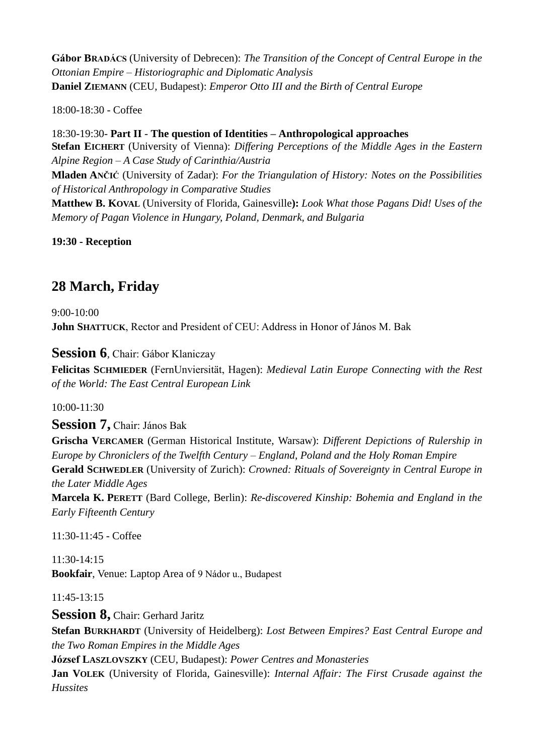**Gábor Bradács** (University of Debrecen): *The Transition of the Concept of Central Europe in the Ottonian Empire – Historiographic and Diplomatic Analysis*
**Daniel Ziemann** (CEU, Budapest): *Emperor Otto III and the Birth of Central Europe*

18:00-18:30 - Coffee

18:30-19:30- **Part II** - **The question of Identities – Anthropological approaches**
**Stefan Eichert** (University of Vienna): *Differing Perceptions of the Middle Ages in the Eastern Alpine Region – A Case Study of Carinthia/Austria*
**Mladen Ančić** (University of Zadar): *For the Triangulation of History: Notes on the Possibilities of Historical Anthropology in Comparative Studies*
**Matthew B. Koval** (University of Florida, Gainesville**):** *Look What those Pagans Did! Uses of the Memory of Pagan Violence in Hungary, Poland, Denmark, and Bulgaria*

**19:30 - Reception**

## 28 March, Friday

9:00-10:00
**John Shattuck**, Rector and President of CEU: Address in Honor of János M. Bak

### Session 6, Chair: Gábor Klaniczay

**Felicitas Schmieder** (FernUnviersität, Hagen): *Medieval Latin Europe Connecting with the Rest of the World: The East Central European Link*

10:00-11:30

### Session 7, Chair: János Bak

**Grischa Vercamer** (German Historical Institute, Warsaw): *Different Depictions of Rulership in Europe by Chroniclers of the Twelfth Century – England, Poland and the Holy Roman Empire*
**Gerald Schwedler** (University of Zurich): *Crowned: Rituals of Sovereignty in Central Europe in the Later Middle Ages*
**Marcela K. Perett** (Bard College, Berlin): *Re-discovered Kinship: Bohemia and England in the Early Fifteenth Century*

11:30-11:45 - Coffee

11:30-14:15
**Bookfair**, Venue: Laptop Area of 9 Nádor u., Budapest

11:45-13:15

### Session 8, Chair: Gerhard Jaritz

**Stefan Burkhardt** (University of Heidelberg): *Lost Between Empires? East Central Europe and the Two Roman Empires in the Middle Ages*
**József Laszlovszky** (CEU, Budapest): *Power Centres and Monasteries*
**Jan Volek** (University of Florida, Gainesville): *Internal Affair: The First Crusade against the Hussites*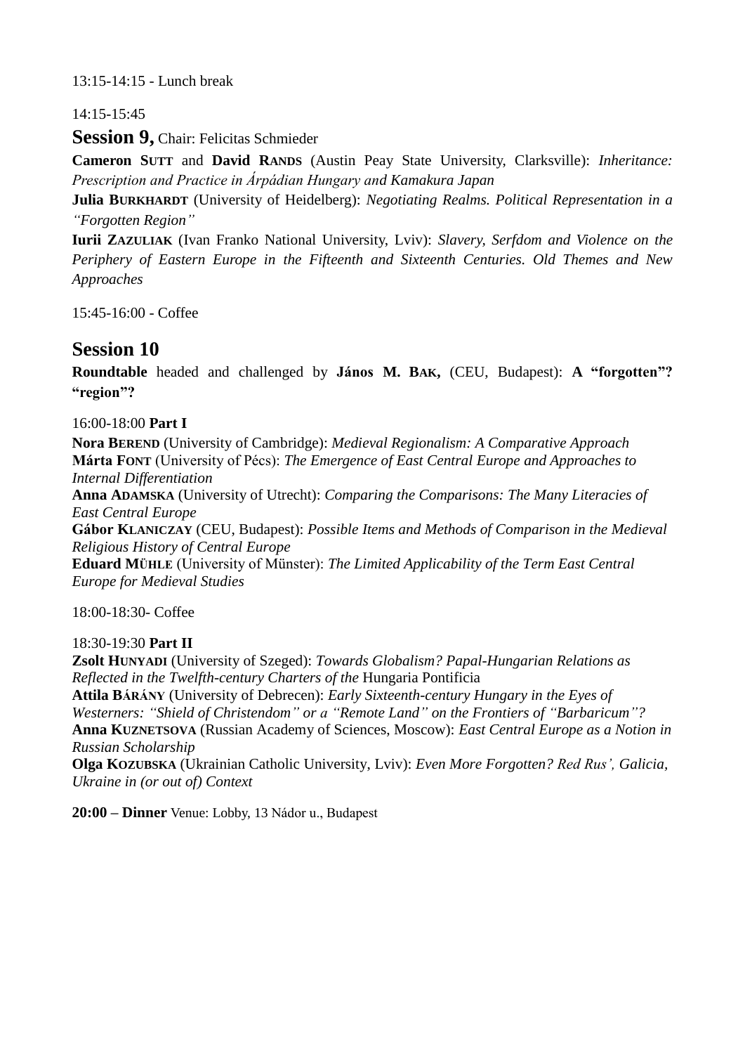13:15-14:15 - Lunch break

14:15-15:45

## Session 9, Chair: Felicitas Schmieder

**Cameron Sutt** and **David Rands** (Austin Peay State University, Clarksville): *Inheritance: Prescription and Practice in Árpádian Hungary and Kamakura Japan*

**Julia Burkhardt** (University of Heidelberg): *Negotiating Realms. Political Representation in a "Forgotten Region"*

**Iurii Zazuliak** (Ivan Franko National University, Lviv): *Slavery, Serfdom and Violence on the Periphery of Eastern Europe in the Fifteenth and Sixteenth Centuries. Old Themes and New Approaches*

15:45-16:00 - Coffee

## Session 10

**Roundtable** headed and challenged by **János M. Bak,** (CEU, Budapest): **A "forgotten"? "region"?**

16:00-18:00 **Part I**

**Nora Berend** (University of Cambridge): *Medieval Regionalism: A Comparative Approach*
**Márta Font** (University of Pécs): *The Emergence of East Central Europe and Approaches to Internal Differentiation*
**Anna Adamska** (University of Utrecht): *Comparing the Comparisons: The Many Literacies of East Central Europe*
**Gábor Klaniczay** (CEU, Budapest): *Possible Items and Methods of Comparison in the Medieval Religious History of Central Europe*
**Eduard Mühle** (University of Münster): *The Limited Applicability of the Term East Central Europe for Medieval Studies*

18:00-18:30- Coffee

18:30-19:30 **Part II**

**Zsolt Hunyadi** (University of Szeged): *Towards Globalism? Papal-Hungarian Relations as Reflected in the Twelfth-century Charters of the* Hungaria Pontificia
**Attila Bárány** (University of Debrecen): *Early Sixteenth-century Hungary in the Eyes of Westerners: "Shield of Christendom" or a "Remote Land" on the Frontiers of "Barbaricum"?*
**Anna Kuznetsova** (Russian Academy of Sciences, Moscow): *East Central Europe as a Notion in Russian Scholarship*
**Olga Kozubska** (Ukrainian Catholic University, Lviv): *Even More Forgotten? Red Rus', Galicia, Ukraine in (or out of) Context*

**20:00 – Dinner** Venue: Lobby, 13 Nádor u., Budapest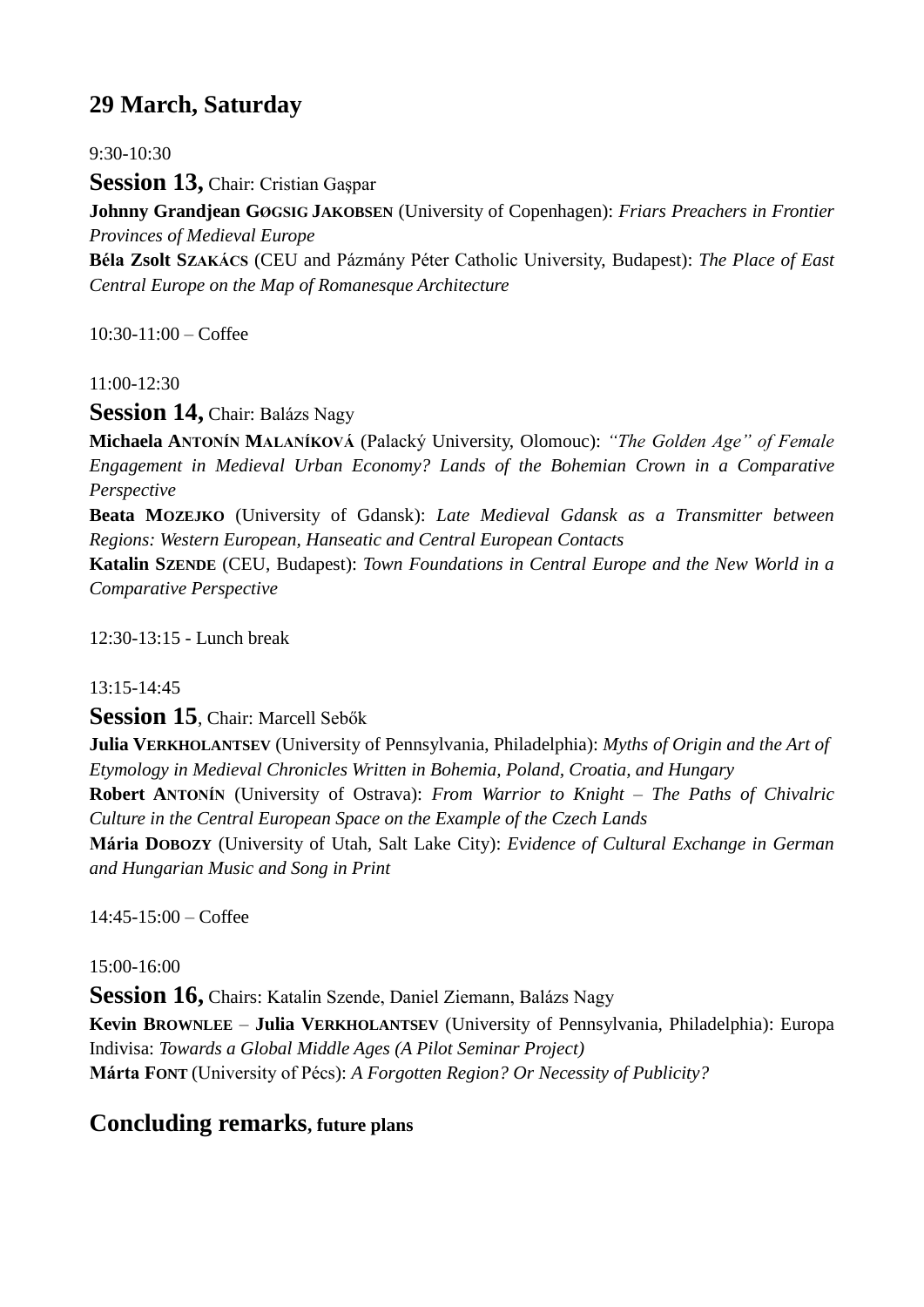## 29 March, Saturday

9:30-10:30

**Session 13,** Chair: Cristian Gaşpar

**Johnny Grandjean GØGSIG JAKOBSEN** (University of Copenhagen): *Friars Preachers in Frontier Provinces of Medieval Europe*

**Béla Zsolt SZAKÁCS** (CEU and Pázmány Péter Catholic University, Budapest): *The Place of East Central Europe on the Map of Romanesque Architecture*

10:30-11:00 – Coffee

11:00-12:30

**Session 14,** Chair: Balázs Nagy

**Michaela ANTONÍN MALANÍKOVÁ** (Palacký University, Olomouc): *"The Golden Age" of Female Engagement in Medieval Urban Economy? Lands of the Bohemian Crown in a Comparative Perspective*

**Beata MOZEJKO** (University of Gdansk): *Late Medieval Gdansk as a Transmitter between Regions: Western European, Hanseatic and Central European Contacts*

**Katalin SZENDE** (CEU, Budapest): *Town Foundations in Central Europe and the New World in a Comparative Perspective*

12:30-13:15 - Lunch break

13:15-14:45

**Session 15**, Chair: Marcell Sebők

**Julia VERKHOLANTSEV** (University of Pennsylvania, Philadelphia): *Myths of Origin and the Art of Etymology in Medieval Chronicles Written in Bohemia, Poland, Croatia, and Hungary*

**Robert ANTONÍN** (University of Ostrava): *From Warrior to Knight – The Paths of Chivalric Culture in the Central European Space on the Example of the Czech Lands*

**Mária DOBOZY** (University of Utah, Salt Lake City): *Evidence of Cultural Exchange in German and Hungarian Music and Song in Print*

14:45-15:00 – Coffee

15:00-16:00

**Session 16,** Chairs: Katalin Szende, Daniel Ziemann, Balázs Nagy

**Kevin BROWNLEE** – **Julia VERKHOLANTSEV** (University of Pennsylvania, Philadelphia): Europa Indivisa: *Towards a Global Middle Ages (A Pilot Seminar Project)*

**Márta FONT** (University of Pécs): *A Forgotten Region? Or Necessity of Publicity?*

## Concluding remarks, future plans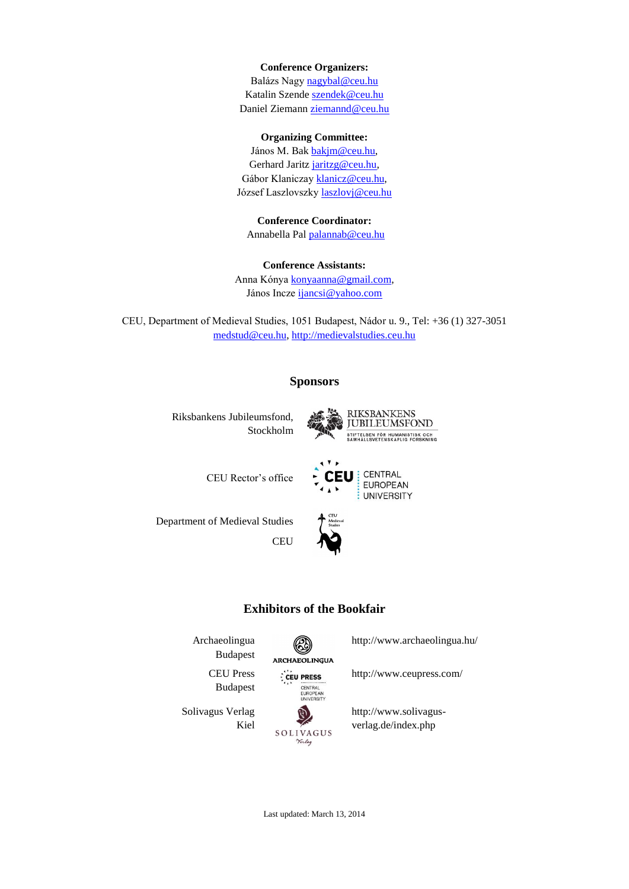**Conference Organizers:**
Balázs Nagy nagybal@ceu.hu
Katalin Szende szendek@ceu.hu
Daniel Ziemann ziemannd@ceu.hu

**Organizing Committee:**
János M. Bak bakjm@ceu.hu,
Gerhard Jaritz jaritzg@ceu.hu,
Gábor Klaniczay klanicz@ceu.hu,
József Laszlovszky laszlovj@ceu.hu

**Conference Coordinator:**
Annabella Pal palannab@ceu.hu

**Conference Assistants:**
Anna Kónya konyaanna@gmail.com,
János Incze ijancsi@yahoo.com

CEU, Department of Medieval Studies, 1051 Budapest, Nádor u. 9., Tel: +36 (1) 327-3051
medstud@ceu.hu, http://medievalstudies.ceu.hu

## Sponsors

Riksbankens Jubileumsfond, Stockholm

RIKSBANKENS JUBILEUMSFOND
STIFTELSEN FÖR HUMANISTISK OCH SAMHÄLLSVETENSKAPLIG FORSKNING

CEU Rector's office

CEU CENTRAL EUROPEAN UNIVERSITY

Department of Medieval Studies CEU

CEU Medieval Studies

## Exhibitors of the Bookfair

Archaeolingua Budapest — ARCHAEOLINGUA — http://www.archaeolingua.hu/

CEU Press Budapest — CEU PRESS CENTRAL EUROPEAN UNIVERSITY — http://www.ceupress.com/

Solivagus Verlag Kiel — SOLIVAGUS Verlag — http://www.solivagus-verlag.de/index.php

Last updated: March 13, 2014